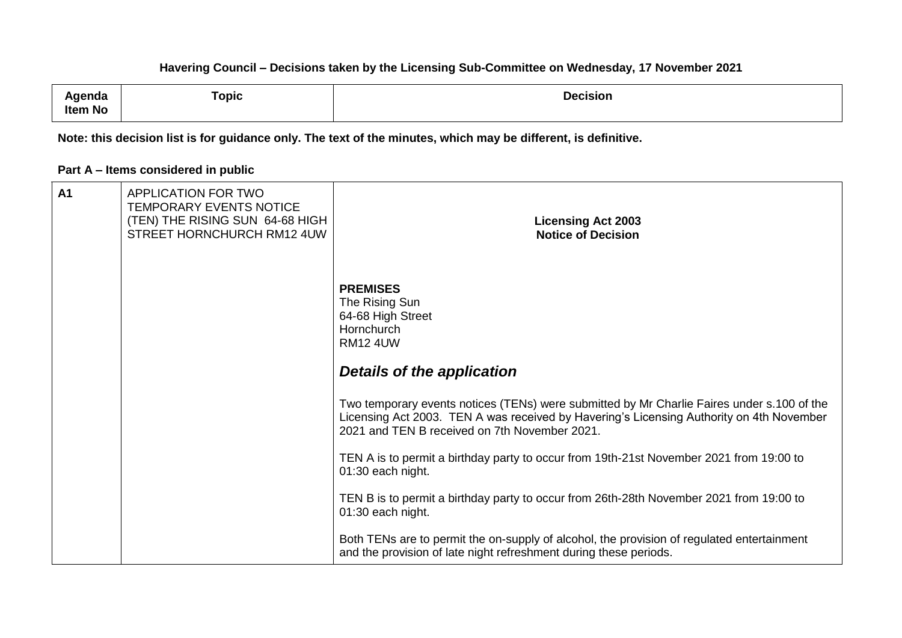**Havering Council – Decisions taken by the Licensing Sub-Committee on Wednesday, 17 November 2021**

| Agenda Item No | Topic | Decision |
| --- | --- | --- |

**Note: this decision list is for guidance only. The text of the minutes, which may be different, is definitive.**

**Part A – Items considered in public**

| | | |
| --- | --- | --- |
| **A1** | APPLICATION FOR TWO TEMPORARY EVENTS NOTICE (TEN) THE RISING SUN 64-68 HIGH STREET HORNCHURCH RM12 4UW | **Licensing Act 2003**<br>**Notice of Decision**<br><br>**PREMISES**<br>The Rising Sun<br>64-68 High Street<br>Hornchurch<br>RM12 4UW<br><br>***Details of the application***<br><br>Two temporary events notices (TENs) were submitted by Mr Charlie Faires under s.100 of the Licensing Act 2003. TEN A was received by Havering's Licensing Authority on 4th November 2021 and TEN B received on 7th November 2021.<br><br>TEN A is to permit a birthday party to occur from 19th-21st November 2021 from 19:00 to 01:30 each night.<br><br>TEN B is to permit a birthday party to occur from 26th-28th November 2021 from 19:00 to 01:30 each night.<br><br>Both TENs are to permit the on-supply of alcohol, the provision of regulated entertainment and the provision of late night refreshment during these periods. |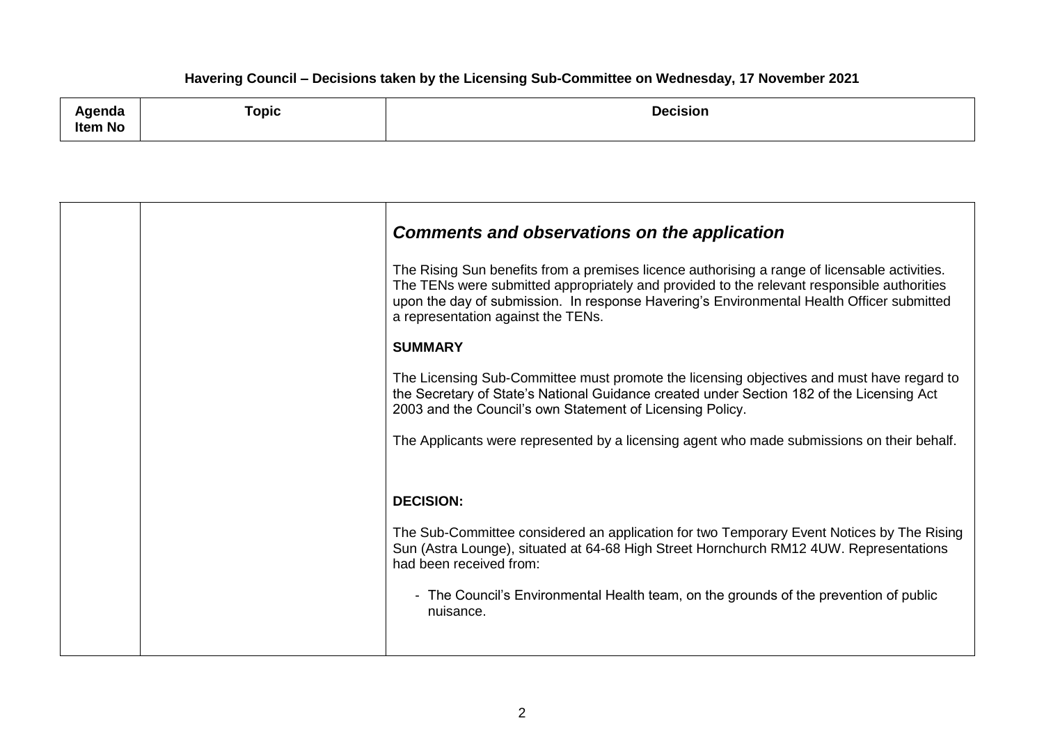Havering Council – Decisions taken by the Licensing Sub-Committee on Wednesday, 17 November 2021

| Agenda Item No | Topic | Decision |
|---|---|---|
| | | ***Comments and observations on the application***<br><br>The Rising Sun benefits from a premises licence authorising a range of licensable activities. The TENs were submitted appropriately and provided to the relevant responsible authorities upon the day of submission. In response Havering's Environmental Health Officer submitted a representation against the TENs.<br><br>**SUMMARY**<br><br>The Licensing Sub-Committee must promote the licensing objectives and must have regard to the Secretary of State's National Guidance created under Section 182 of the Licensing Act 2003 and the Council's own Statement of Licensing Policy.<br><br>The Applicants were represented by a licensing agent who made submissions on their behalf.<br><br>**DECISION:**<br><br>The Sub-Committee considered an application for two Temporary Event Notices by The Rising Sun (Astra Lounge), situated at 64-68 High Street Hornchurch RM12 4UW. Representations had been received from:<br><br>- The Council's Environmental Health team, on the grounds of the prevention of public nuisance. |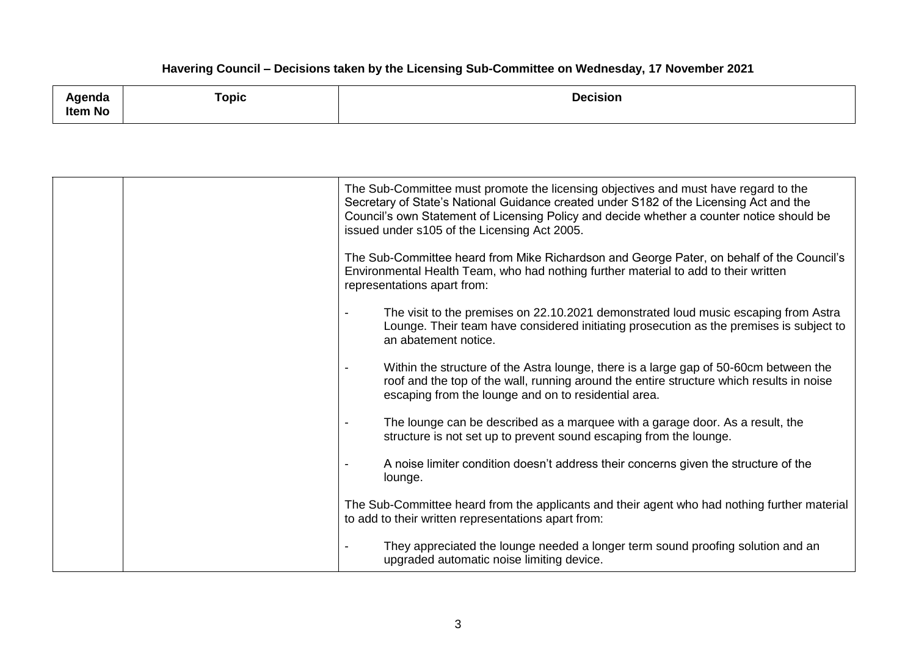**Havering Council – Decisions taken by the Licensing Sub-Committee on Wednesday, 17 November 2021**

| Agenda Item No | Topic | Decision |
| --- | --- | --- |
| | | The Sub-Committee must promote the licensing objectives and must have regard to the Secretary of State's National Guidance created under S182 of the Licensing Act and the Council's own Statement of Licensing Policy and decide whether a counter notice should be issued under s105 of the Licensing Act 2005.<br><br>The Sub-Committee heard from Mike Richardson and George Pater, on behalf of the Council's Environmental Health Team, who had nothing further material to add to their written representations apart from:<br><br>- The visit to the premises on 22.10.2021 demonstrated loud music escaping from Astra Lounge. Their team have considered initiating prosecution as the premises is subject to an abatement notice.<br><br>- Within the structure of the Astra lounge, there is a large gap of 50-60cm between the roof and the top of the wall, running around the entire structure which results in noise escaping from the lounge and on to residential area.<br><br>- The lounge can be described as a marquee with a garage door. As a result, the structure is not set up to prevent sound escaping from the lounge.<br><br>- A noise limiter condition doesn't address their concerns given the structure of the lounge.<br><br>The Sub-Committee heard from the applicants and their agent who had nothing further material to add to their written representations apart from:<br><br>- They appreciated the lounge needed a longer term sound proofing solution and an upgraded automatic noise limiting device. |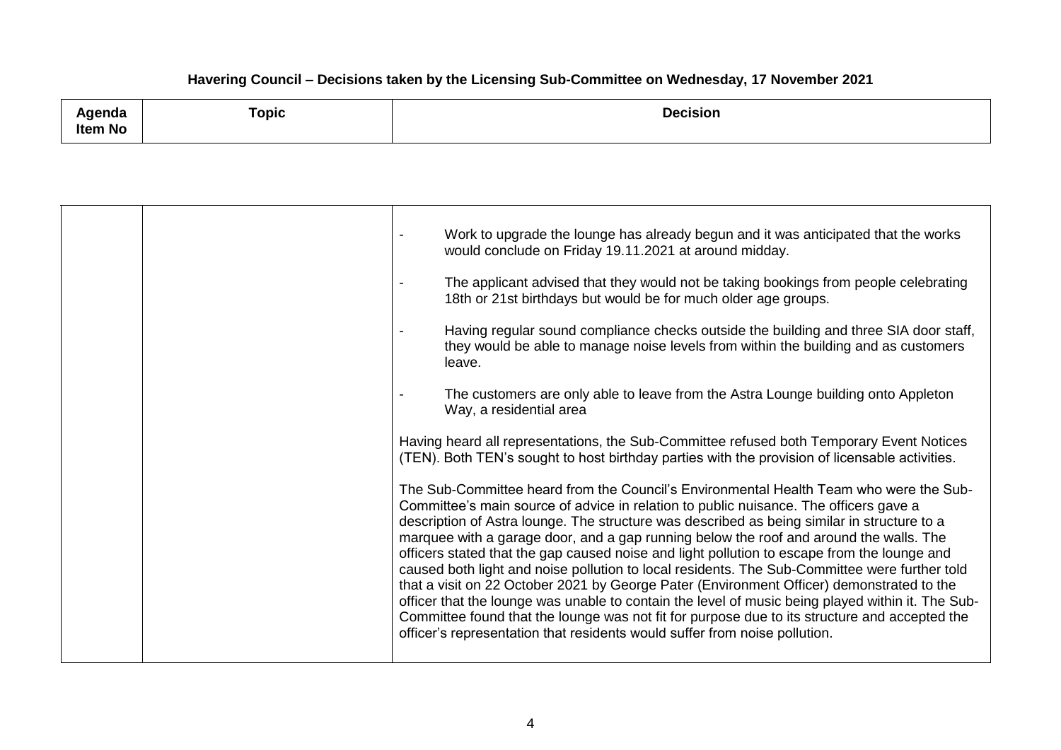**Havering Council – Decisions taken by the Licensing Sub-Committee on Wednesday, 17 November 2021**

| Agenda Item No | Topic | Decision |
| --- | --- | --- |
| | | - Work to upgrade the lounge has already begun and it was anticipated that the works would conclude on Friday 19.11.2021 at around midday.<br><br>- The applicant advised that they would not be taking bookings from people celebrating 18th or 21st birthdays but would be for much older age groups.<br><br>- Having regular sound compliance checks outside the building and three SIA door staff, they would be able to manage noise levels from within the building and as customers leave.<br><br>- The customers are only able to leave from the Astra Lounge building onto Appleton Way, a residential area<br><br>Having heard all representations, the Sub-Committee refused both Temporary Event Notices (TEN). Both TEN's sought to host birthday parties with the provision of licensable activities.<br><br>The Sub-Committee heard from the Council's Environmental Health Team who were the Sub-Committee's main source of advice in relation to public nuisance. The officers gave a description of Astra lounge. The structure was described as being similar in structure to a marquee with a garage door, and a gap running below the roof and around the walls. The officers stated that the gap caused noise and light pollution to escape from the lounge and caused both light and noise pollution to local residents. The Sub-Committee were further told that a visit on 22 October 2021 by George Pater (Environment Officer) demonstrated to the officer that the lounge was unable to contain the level of music being played within it. The Sub-Committee found that the lounge was not fit for purpose due to its structure and accepted the officer's representation that residents would suffer from noise pollution. |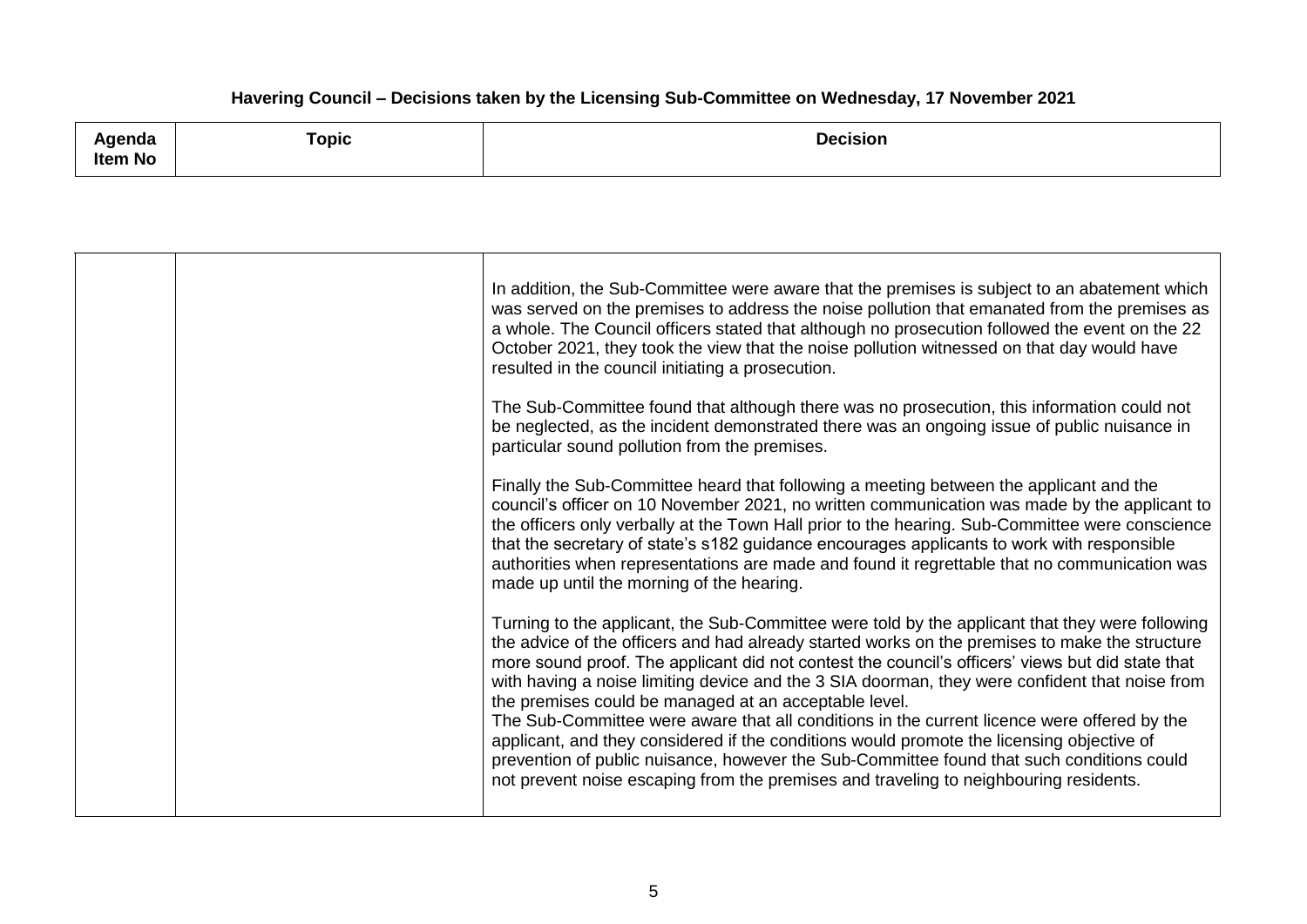**Havering Council – Decisions taken by the Licensing Sub-Committee on Wednesday, 17 November 2021**

| Agenda Item No | Topic | Decision |
|---|---|---|
| | | In addition, the Sub-Committee were aware that the premises is subject to an abatement which was served on the premises to address the noise pollution that emanated from the premises as a whole. The Council officers stated that although no prosecution followed the event on the 22 October 2021, they took the view that the noise pollution witnessed on that day would have resulted in the council initiating a prosecution.<br><br>The Sub-Committee found that although there was no prosecution, this information could not be neglected, as the incident demonstrated there was an ongoing issue of public nuisance in particular sound pollution from the premises.<br><br>Finally the Sub-Committee heard that following a meeting between the applicant and the council's officer on 10 November 2021, no written communication was made by the applicant to the officers only verbally at the Town Hall prior to the hearing. Sub-Committee were conscience that the secretary of state's s182 guidance encourages applicants to work with responsible authorities when representations are made and found it regrettable that no communication was made up until the morning of the hearing.<br><br>Turning to the applicant, the Sub-Committee were told by the applicant that they were following the advice of the officers and had already started works on the premises to make the structure more sound proof. The applicant did not contest the council's officers' views but did state that with having a noise limiting device and the 3 SIA doorman, they were confident that noise from the premises could be managed at an acceptable level.<br>The Sub-Committee were aware that all conditions in the current licence were offered by the applicant, and they considered if the conditions would promote the licensing objective of prevention of public nuisance, however the Sub-Committee found that such conditions could not prevent noise escaping from the premises and traveling to neighbouring residents. |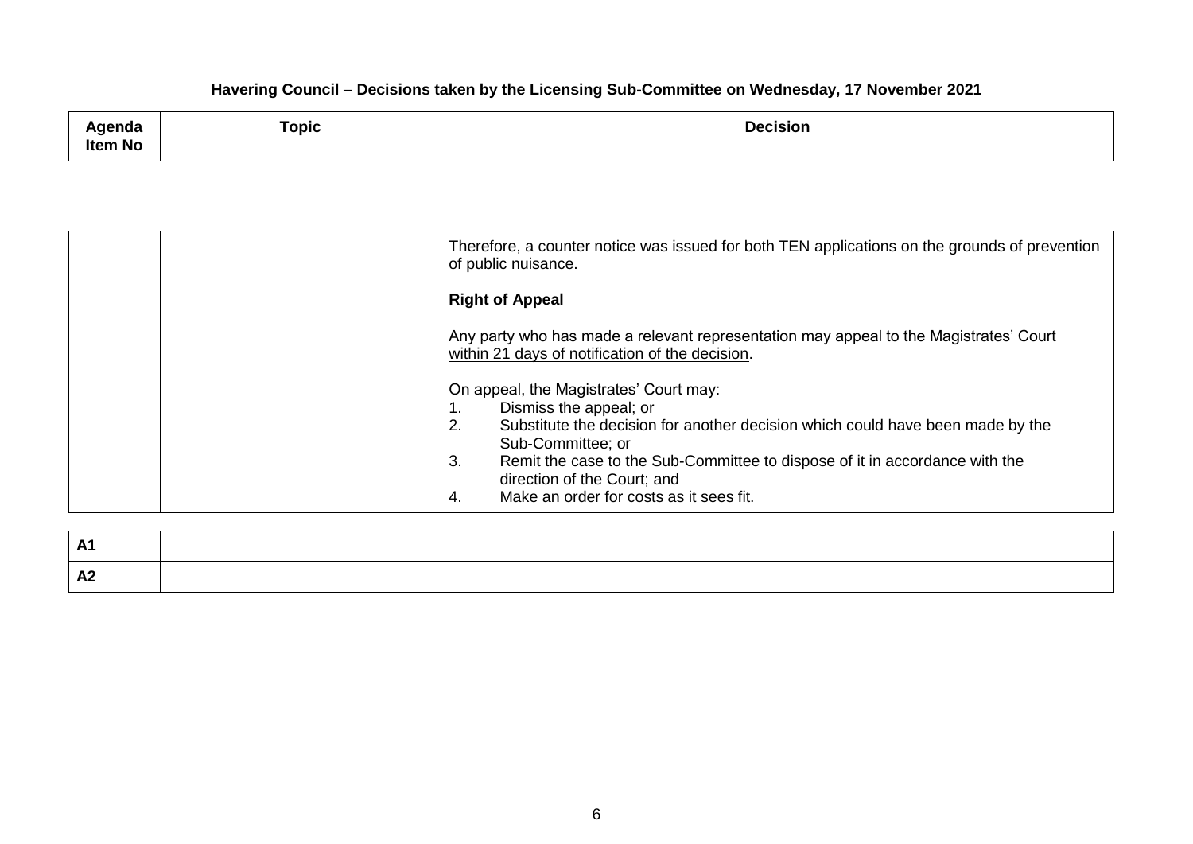**Havering Council – Decisions taken by the Licensing Sub-Committee on Wednesday, 17 November 2021**

| Agenda Item No | Topic | Decision |
|---|---|---|
| | | Therefore, a counter notice was issued for both TEN applications on the grounds of prevention of public nuisance.<br><br>**Right of Appeal**<br><br>Any party who has made a relevant representation may appeal to the Magistrates' Court within 21 days of notification of the decision.<br><br>On appeal, the Magistrates' Court may:<br>1. Dismiss the appeal; or<br>2. Substitute the decision for another decision which could have been made by the Sub-Committee; or<br>3. Remit the case to the Sub-Committee to dispose of it in accordance with the direction of the Court; and<br>4. Make an order for costs as it sees fit. |
| **A1** | | |
| **A2** | | |